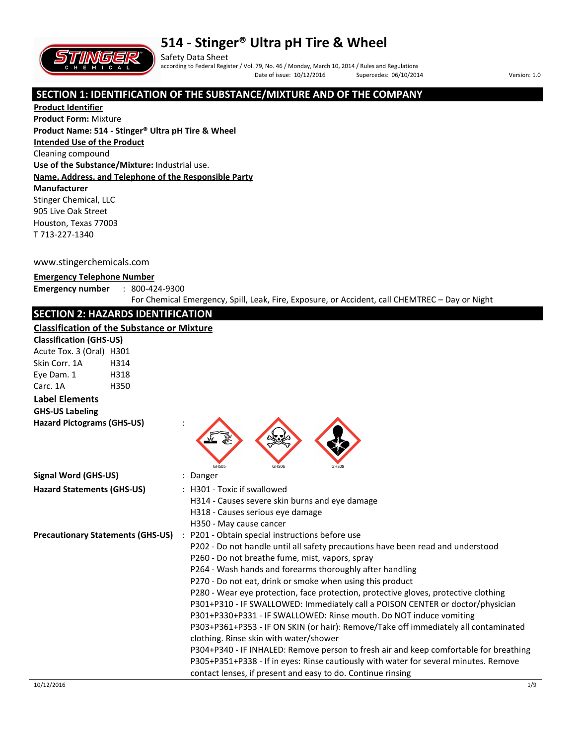# 514 - Stinger® Ultra pH Tire & Wheel

Safety Data Sheet
according to Federal Register / Vol. 79, No. 46 / Monday, March 10, 2014 / Rules and Regulations

Date of issue: 10/12/2016 Supercedes: 06/10/2014 Version: 1.0

## SECTION 1: IDENTIFICATION OF THE SUBSTANCE/MIXTURE AND OF THE COMPANY

**Product Identifier**

**Product Form:** Mixture

**Product Name: 514 - Stinger® Ultra pH Tire & Wheel**

**Intended Use of the Product**

Cleaning compound

**Use of the Substance/Mixture:** Industrial use.

**Name, Address, and Telephone of the Responsible Party**

**Manufacturer**

Stinger Chemical, LLC
905 Live Oak Street
Houston, Texas 77003
T 713-227-1340

www.stingerchemicals.com

**Emergency Telephone Number**

**Emergency number** : 800-424-9300
For Chemical Emergency, Spill, Leak, Fire, Exposure, or Accident, call CHEMTREC – Day or Night

## SECTION 2: HAZARDS IDENTIFICATION

**Classification of the Substance or Mixture**

**Classification (GHS-US)**

Acute Tox. 3 (Oral) H301
Skin Corr. 1A H314
Eye Dam. 1 H318
Carc. 1A H350

**Label Elements**

**GHS-US Labeling**

**Hazard Pictograms (GHS-US)** : GHS05 GHS06 GHS08

**Signal Word (GHS-US)** : Danger

**Hazard Statements (GHS-US)** :
H301 - Toxic if swallowed
H314 - Causes severe skin burns and eye damage
H318 - Causes serious eye damage
H350 - May cause cancer

**Precautionary Statements (GHS-US)** :
P201 - Obtain special instructions before use
P202 - Do not handle until all safety precautions have been read and understood
P260 - Do not breathe fume, mist, vapors, spray
P264 - Wash hands and forearms thoroughly after handling
P270 - Do not eat, drink or smoke when using this product
P280 - Wear eye protection, face protection, protective gloves, protective clothing
P301+P310 - IF SWALLOWED: Immediately call a POISON CENTER or doctor/physician
P301+P330+P331 - IF SWALLOWED: Rinse mouth. Do NOT induce vomiting
P303+P361+P353 - IF ON SKIN (or hair): Remove/Take off immediately all contaminated clothing. Rinse skin with water/shower
P304+P340 - IF INHALED: Remove person to fresh air and keep comfortable for breathing
P305+P351+P338 - If in eyes: Rinse cautiously with water for several minutes. Remove contact lenses, if present and easy to do. Continue rinsing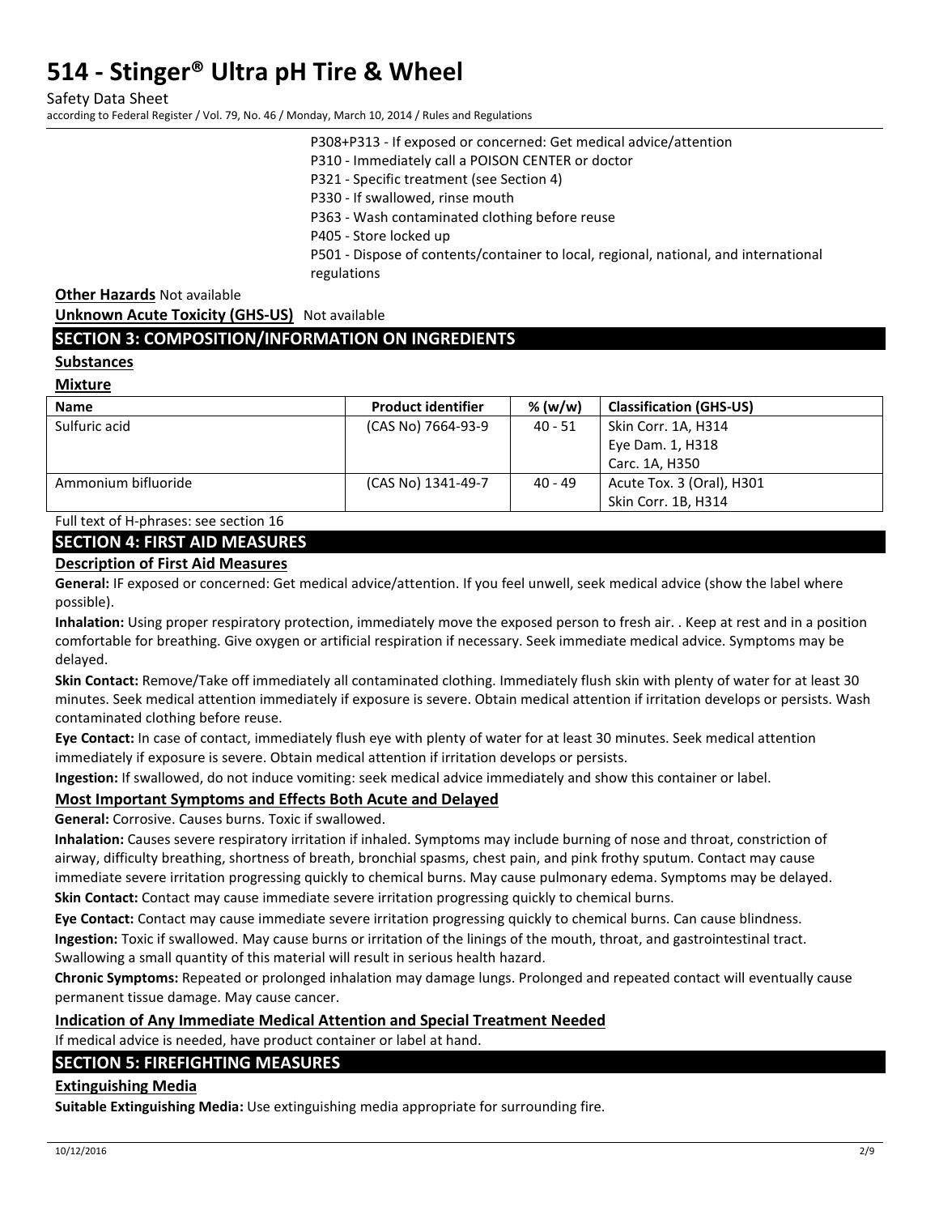P308+P313 - If exposed or concerned: Get medical advice/attention
P310 - Immediately call a POISON CENTER or doctor
P321 - Specific treatment (see Section 4)
P330 - If swallowed, rinse mouth
P363 - Wash contaminated clothing before reuse
P405 - Store locked up
P501 - Dispose of contents/container to local, regional, national, and international regulations

**Other Hazards** Not available

**Unknown Acute Toxicity (GHS-US)** Not available

## SECTION 3: COMPOSITION/INFORMATION ON INGREDIENTS

**Substances**

**Mixture**

| Name | Product identifier | % (w/w) | Classification (GHS-US) |
|---|---|---|---|
| Sulfuric acid | (CAS No) 7664-93-9 | 40 - 51 | Skin Corr. 1A, H314<br>Eye Dam. 1, H318<br>Carc. 1A, H350 |
| Ammonium bifluoride | (CAS No) 1341-49-7 | 40 - 49 | Acute Tox. 3 (Oral), H301<br>Skin Corr. 1B, H314 |

Full text of H-phrases: see section 16

## SECTION 4: FIRST AID MEASURES

**Description of First Aid Measures**

**General:** IF exposed or concerned: Get medical advice/attention. If you feel unwell, seek medical advice (show the label where possible).

**Inhalation:** Using proper respiratory protection, immediately move the exposed person to fresh air. . Keep at rest and in a position comfortable for breathing. Give oxygen or artificial respiration if necessary. Seek immediate medical advice. Symptoms may be delayed.

**Skin Contact:** Remove/Take off immediately all contaminated clothing. Immediately flush skin with plenty of water for at least 30 minutes. Seek medical attention immediately if exposure is severe. Obtain medical attention if irritation develops or persists. Wash contaminated clothing before reuse.

**Eye Contact:** In case of contact, immediately flush eye with plenty of water for at least 30 minutes. Seek medical attention immediately if exposure is severe. Obtain medical attention if irritation develops or persists.

**Ingestion:** If swallowed, do not induce vomiting: seek medical advice immediately and show this container or label.

**Most Important Symptoms and Effects Both Acute and Delayed**

**General:** Corrosive. Causes burns. Toxic if swallowed.

**Inhalation:** Causes severe respiratory irritation if inhaled. Symptoms may include burning of nose and throat, constriction of airway, difficulty breathing, shortness of breath, bronchial spasms, chest pain, and pink frothy sputum. Contact may cause immediate severe irritation progressing quickly to chemical burns. May cause pulmonary edema. Symptoms may be delayed.

**Skin Contact:** Contact may cause immediate severe irritation progressing quickly to chemical burns.

**Eye Contact:** Contact may cause immediate severe irritation progressing quickly to chemical burns. Can cause blindness.

**Ingestion:** Toxic if swallowed. May cause burns or irritation of the linings of the mouth, throat, and gastrointestinal tract. Swallowing a small quantity of this material will result in serious health hazard.

**Chronic Symptoms:** Repeated or prolonged inhalation may damage lungs. Prolonged and repeated contact will eventually cause permanent tissue damage. May cause cancer.

**Indication of Any Immediate Medical Attention and Special Treatment Needed**

If medical advice is needed, have product container or label at hand.

## SECTION 5: FIREFIGHTING MEASURES

**Extinguishing Media**

**Suitable Extinguishing Media:** Use extinguishing media appropriate for surrounding fire.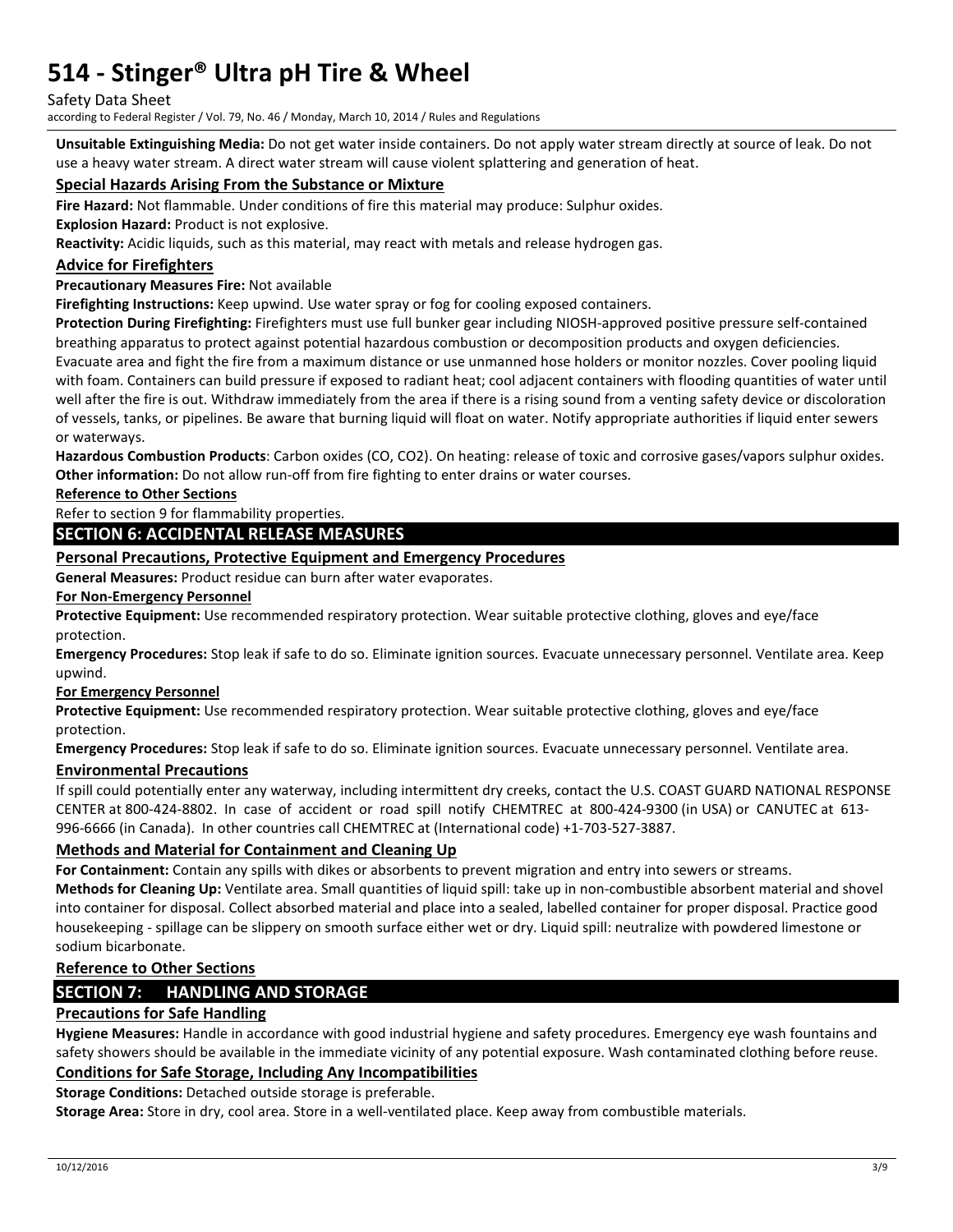**Unsuitable Extinguishing Media:** Do not get water inside containers. Do not apply water stream directly at source of leak. Do not use a heavy water stream. A direct water stream will cause violent splattering and generation of heat.

### Special Hazards Arising From the Substance or Mixture

**Fire Hazard:** Not flammable. Under conditions of fire this material may produce: Sulphur oxides.

**Explosion Hazard:** Product is not explosive.

**Reactivity:** Acidic liquids, such as this material, may react with metals and release hydrogen gas.

### Advice for Firefighters

**Precautionary Measures Fire:** Not available

**Firefighting Instructions:** Keep upwind. Use water spray or fog for cooling exposed containers.

**Protection During Firefighting:** Firefighters must use full bunker gear including NIOSH-approved positive pressure self-contained breathing apparatus to protect against potential hazardous combustion or decomposition products and oxygen deficiencies. Evacuate area and fight the fire from a maximum distance or use unmanned hose holders or monitor nozzles. Cover pooling liquid with foam. Containers can build pressure if exposed to radiant heat; cool adjacent containers with flooding quantities of water until well after the fire is out. Withdraw immediately from the area if there is a rising sound from a venting safety device or discoloration of vessels, tanks, or pipelines. Be aware that burning liquid will float on water. Notify appropriate authorities if liquid enter sewers or waterways.

**Hazardous Combustion Products**: Carbon oxides (CO, $CO_2$). On heating: release of toxic and corrosive gases/vapors sulphur oxides.

**Other information:** Do not allow run-off from fire fighting to enter drains or water courses.

**Reference to Other Sections**

Refer to section 9 for flammability properties.

## SECTION 6: ACCIDENTAL RELEASE MEASURES

### Personal Precautions, Protective Equipment and Emergency Procedures

**General Measures:** Product residue can burn after water evaporates.

**For Non-Emergency Personnel**

**Protective Equipment:** Use recommended respiratory protection. Wear suitable protective clothing, gloves and eye/face protection.

**Emergency Procedures:** Stop leak if safe to do so. Eliminate ignition sources. Evacuate unnecessary personnel. Ventilate area. Keep upwind.

**For Emergency Personnel**

**Protective Equipment:** Use recommended respiratory protection. Wear suitable protective clothing, gloves and eye/face protection.

**Emergency Procedures:** Stop leak if safe to do so. Eliminate ignition sources. Evacuate unnecessary personnel. Ventilate area.

### Environmental Precautions

If spill could potentially enter any waterway, including intermittent dry creeks, contact the U.S. COAST GUARD NATIONAL RESPONSE CENTER at 800-424-8802. In case of accident or road spill notify CHEMTREC at 800-424-9300 (in USA) or CANUTEC at 613-996-6666 (in Canada). In other countries call CHEMTREC at (International code) +1-703-527-3887.

### Methods and Material for Containment and Cleaning Up

**For Containment:** Contain any spills with dikes or absorbents to prevent migration and entry into sewers or streams.

**Methods for Cleaning Up:** Ventilate area. Small quantities of liquid spill: take up in non-combustible absorbent material and shovel into container for disposal. Collect absorbed material and place into a sealed, labelled container for proper disposal. Practice good housekeeping - spillage can be slippery on smooth surface either wet or dry. Liquid spill: neutralize with powdered limestone or sodium bicarbonate.

### Reference to Other Sections

## SECTION 7: HANDLING AND STORAGE

### Precautions for Safe Handling

**Hygiene Measures:** Handle in accordance with good industrial hygiene and safety procedures. Emergency eye wash fountains and safety showers should be available in the immediate vicinity of any potential exposure. Wash contaminated clothing before reuse.

### Conditions for Safe Storage, Including Any Incompatibilities

**Storage Conditions:** Detached outside storage is preferable.

**Storage Area:** Store in dry, cool area. Store in a well-ventilated place. Keep away from combustible materials.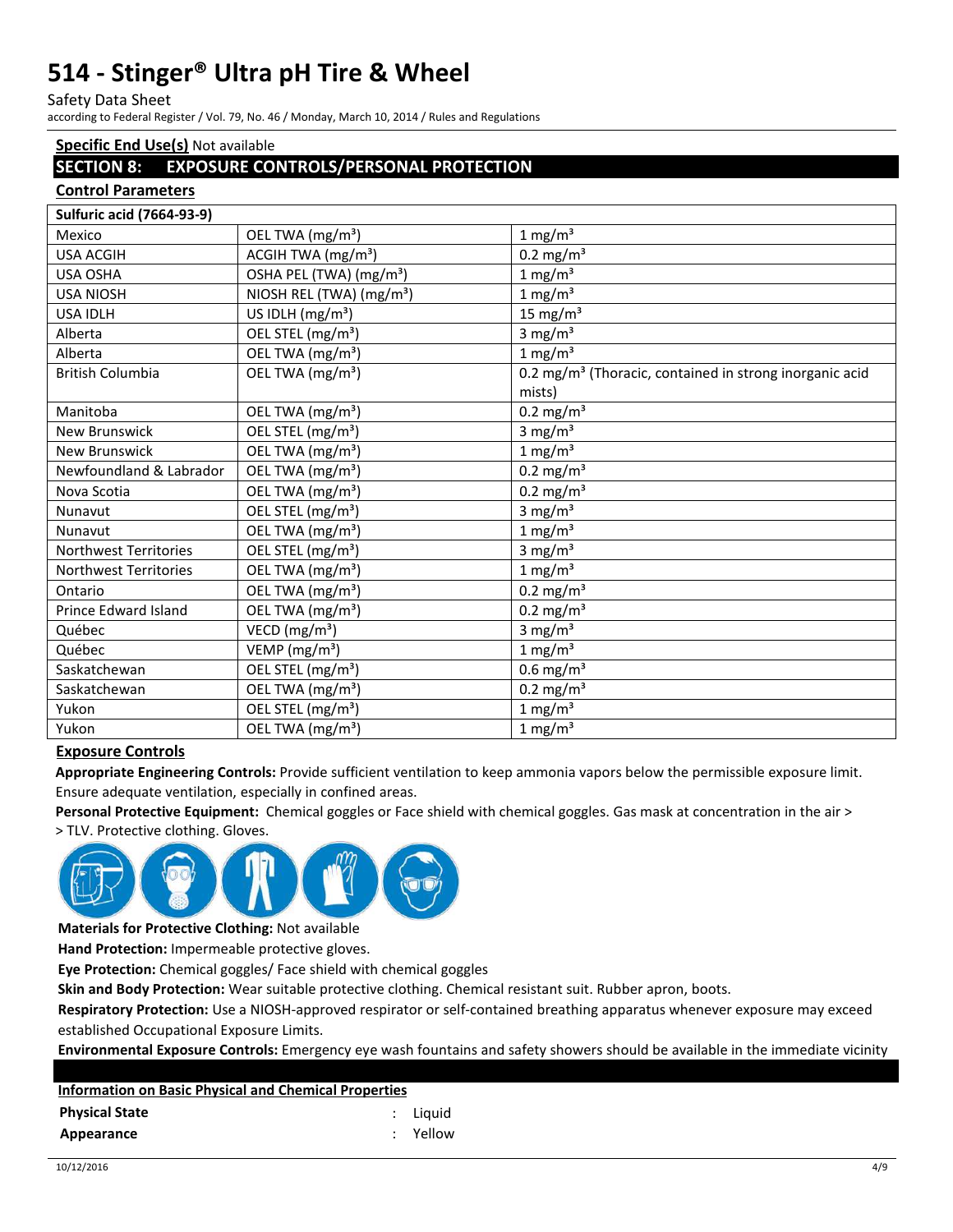**Specific End Use(s)** Not available

## SECTION 8: EXPOSURE CONTROLS/PERSONAL PROTECTION

### Control Parameters

| Sulfuric acid (7664-93-9) | | |
|---|---|---|
| Mexico | OEL TWA (mg/m³) | 1 mg/m³ |
| USA ACGIH | ACGIH TWA (mg/m³) | 0.2 mg/m³ |
| USA OSHA | OSHA PEL (TWA) (mg/m³) | 1 mg/m³ |
| USA NIOSH | NIOSH REL (TWA) (mg/m³) | 1 mg/m³ |
| USA IDLH | US IDLH (mg/m³) | 15 mg/m³ |
| Alberta | OEL STEL (mg/m³) | 3 mg/m³ |
| Alberta | OEL TWA (mg/m³) | 1 mg/m³ |
| British Columbia | OEL TWA (mg/m³) | 0.2 mg/m³ (Thoracic, contained in strong inorganic acid mists) |
| Manitoba | OEL TWA (mg/m³) | 0.2 mg/m³ |
| New Brunswick | OEL STEL (mg/m³) | 3 mg/m³ |
| New Brunswick | OEL TWA (mg/m³) | 1 mg/m³ |
| Newfoundland & Labrador | OEL TWA (mg/m³) | 0.2 mg/m³ |
| Nova Scotia | OEL TWA (mg/m³) | 0.2 mg/m³ |
| Nunavut | OEL STEL (mg/m³) | 3 mg/m³ |
| Nunavut | OEL TWA (mg/m³) | 1 mg/m³ |
| Northwest Territories | OEL STEL (mg/m³) | 3 mg/m³ |
| Northwest Territories | OEL TWA (mg/m³) | 1 mg/m³ |
| Ontario | OEL TWA (mg/m³) | 0.2 mg/m³ |
| Prince Edward Island | OEL TWA (mg/m³) | 0.2 mg/m³ |
| Québec | VECD (mg/m³) | 3 mg/m³ |
| Québec | VEMP (mg/m³) | 1 mg/m³ |
| Saskatchewan | OEL STEL (mg/m³) | 0.6 mg/m³ |
| Saskatchewan | OEL TWA (mg/m³) | 0.2 mg/m³ |
| Yukon | OEL STEL (mg/m³) | 1 mg/m³ |
| Yukon | OEL TWA (mg/m³) | 1 mg/m³ |

### Exposure Controls

**Appropriate Engineering Controls:** Provide sufficient ventilation to keep ammonia vapors below the permissible exposure limit. Ensure adequate ventilation, especially in confined areas.

**Personal Protective Equipment:** Chemical goggles or Face shield with chemical goggles. Gas mask at concentration in the air > > TLV. Protective clothing. Gloves.

**Materials for Protective Clothing:** Not available

**Hand Protection:** Impermeable protective gloves.

**Eye Protection:** Chemical goggles/ Face shield with chemical goggles

**Skin and Body Protection:** Wear suitable protective clothing. Chemical resistant suit. Rubber apron, boots.

**Respiratory Protection:** Use a NIOSH-approved respirator or self-contained breathing apparatus whenever exposure may exceed established Occupational Exposure Limits.

**Environmental Exposure Controls:** Emergency eye wash fountains and safety showers should be available in the immediate vicinity

### Information on Basic Physical and Chemical Properties

| | | |
|---|---|---|
| **Physical State** | : | Liquid |
| **Appearance** | : | Yellow |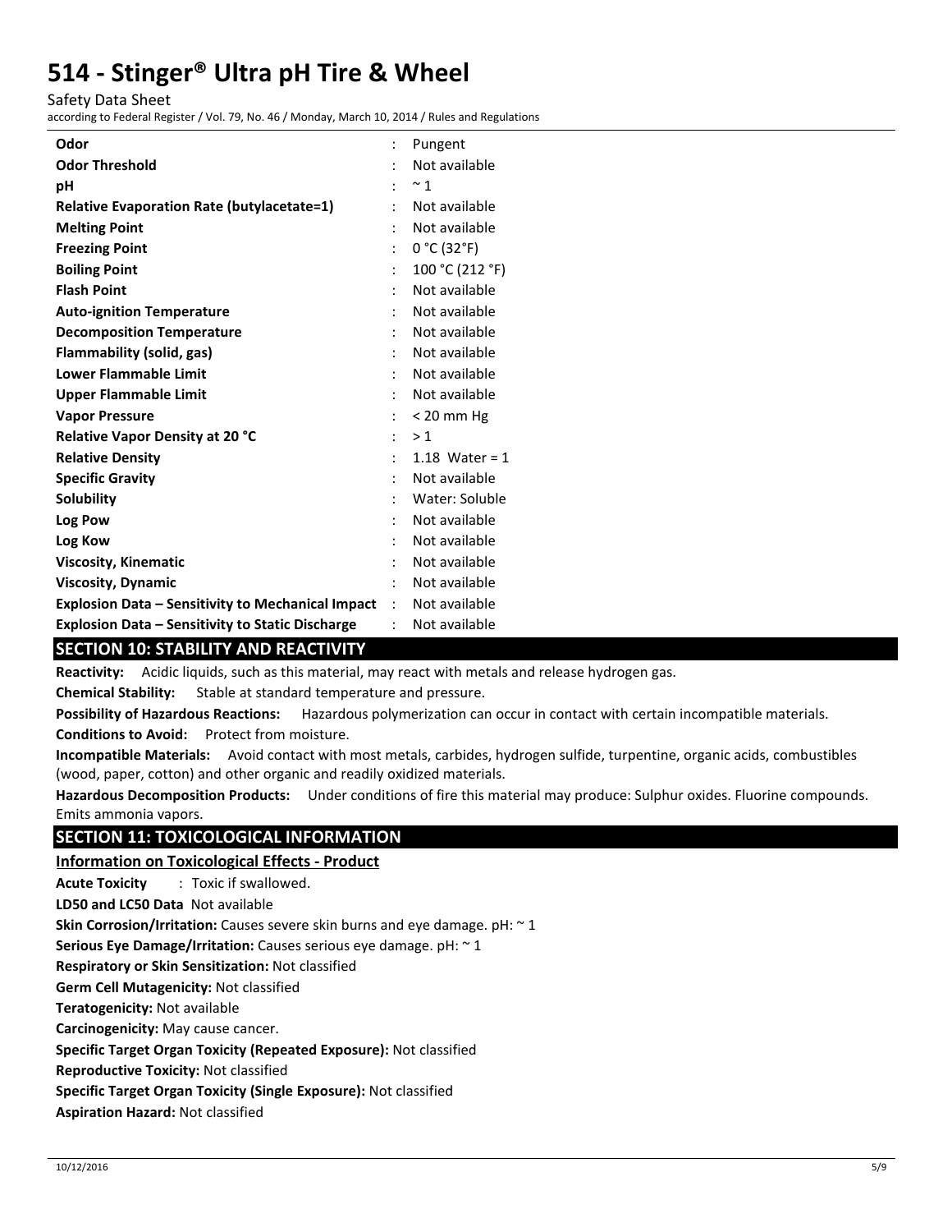| | |
|---|---|
| **Odor** | : Pungent |
| **Odor Threshold** | : Not available |
| **pH** | : ~ 1 |
| **Relative Evaporation Rate (butylacetate=1)** | : Not available |
| **Melting Point** | : Not available |
| **Freezing Point** | : 0 °C (32°F) |
| **Boiling Point** | : 100 °C (212 °F) |
| **Flash Point** | : Not available |
| **Auto-ignition Temperature** | : Not available |
| **Decomposition Temperature** | : Not available |
| **Flammability (solid, gas)** | : Not available |
| **Lower Flammable Limit** | : Not available |
| **Upper Flammable Limit** | : Not available |
| **Vapor Pressure** | : < 20 mm Hg |
| **Relative Vapor Density at 20 °C** | : > 1 |
| **Relative Density** | : 1.18 Water = 1 |
| **Specific Gravity** | : Not available |
| **Solubility** | : Water: Soluble |
| **Log Pow** | : Not available |
| **Log Kow** | : Not available |
| **Viscosity, Kinematic** | : Not available |
| **Viscosity, Dynamic** | : Not available |
| **Explosion Data – Sensitivity to Mechanical Impact** | : Not available |
| **Explosion Data – Sensitivity to Static Discharge** | : Not available |

## SECTION 10: STABILITY AND REACTIVITY

**Reactivity:** Acidic liquids, such as this material, may react with metals and release hydrogen gas.

**Chemical Stability:** Stable at standard temperature and pressure.

**Possibility of Hazardous Reactions:** Hazardous polymerization can occur in contact with certain incompatible materials.

**Conditions to Avoid:** Protect from moisture.

**Incompatible Materials:** Avoid contact with most metals, carbides, hydrogen sulfide, turpentine, organic acids, combustibles (wood, paper, cotton) and other organic and readily oxidized materials.

**Hazardous Decomposition Products:** Under conditions of fire this material may produce: Sulphur oxides. Fluorine compounds. Emits ammonia vapors.

## SECTION 11: TOXICOLOGICAL INFORMATION

**Information on Toxicological Effects - Product**

**Acute Toxicity** : Toxic if swallowed.

**LD50 and LC50 Data** Not available

**Skin Corrosion/Irritation:** Causes severe skin burns and eye damage. pH: ~ 1

**Serious Eye Damage/Irritation:** Causes serious eye damage. pH: ~ 1

**Respiratory or Skin Sensitization:** Not classified

**Germ Cell Mutagenicity:** Not classified

**Teratogenicity:** Not available

**Carcinogenicity:** May cause cancer.

**Specific Target Organ Toxicity (Repeated Exposure):** Not classified

**Reproductive Toxicity:** Not classified

**Specific Target Organ Toxicity (Single Exposure):** Not classified

**Aspiration Hazard:** Not classified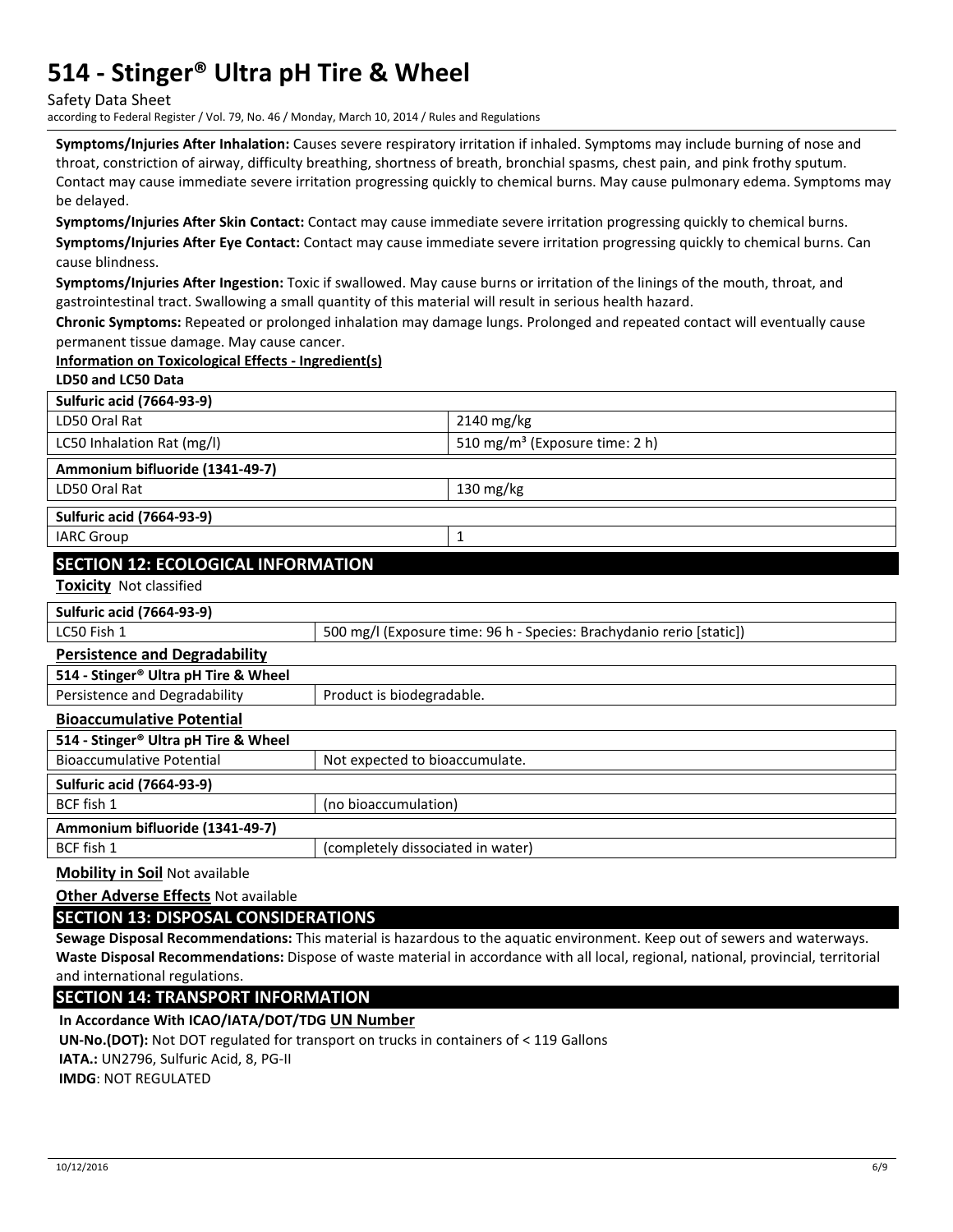**Symptoms/Injuries After Inhalation:** Causes severe respiratory irritation if inhaled. Symptoms may include burning of nose and throat, constriction of airway, difficulty breathing, shortness of breath, bronchial spasms, chest pain, and pink frothy sputum. Contact may cause immediate severe irritation progressing quickly to chemical burns. May cause pulmonary edema. Symptoms may be delayed.

**Symptoms/Injuries After Skin Contact:** Contact may cause immediate severe irritation progressing quickly to chemical burns.

**Symptoms/Injuries After Eye Contact:** Contact may cause immediate severe irritation progressing quickly to chemical burns. Can cause blindness.

**Symptoms/Injuries After Ingestion:** Toxic if swallowed. May cause burns or irritation of the linings of the mouth, throat, and gastrointestinal tract. Swallowing a small quantity of this material will result in serious health hazard.

**Chronic Symptoms:** Repeated or prolonged inhalation may damage lungs. Prolonged and repeated contact will eventually cause permanent tissue damage. May cause cancer.

**Information on Toxicological Effects - Ingredient(s)**

**LD50 and LC50 Data**

| **Sulfuric acid (7664-93-9)** | |
|---|---|
| LD50 Oral Rat | 2140 mg/kg |
| LC50 Inhalation Rat (mg/l) | 510 mg/m³ (Exposure time: 2 h) |
| **Ammonium bifluoride (1341-49-7)** | |
| LD50 Oral Rat | 130 mg/kg |
| **Sulfuric acid (7664-93-9)** | |
| IARC Group | 1 |

## SECTION 12: ECOLOGICAL INFORMATION

**Toxicity** Not classified

| **Sulfuric acid (7664-93-9)** | |
|---|---|
| LC50 Fish 1 | 500 mg/l (Exposure time: 96 h - Species: Brachydanio rerio [static]) |

**Persistence and Degradability**

| **514 - Stinger® Ultra pH Tire & Wheel** | |
|---|---|
| Persistence and Degradability | Product is biodegradable. |

**Bioaccumulative Potential**

| **514 - Stinger® Ultra pH Tire & Wheel** | |
|---|---|
| Bioaccumulative Potential | Not expected to bioaccumulate. |
| **Sulfuric acid (7664-93-9)** | |
| BCF fish 1 | (no bioaccumulation) |
| **Ammonium bifluoride (1341-49-7)** | |
| BCF fish 1 | (completely dissociated in water) |

**Mobility in Soil** Not available

**Other Adverse Effects** Not available

## SECTION 13: DISPOSAL CONSIDERATIONS

**Sewage Disposal Recommendations:** This material is hazardous to the aquatic environment. Keep out of sewers and waterways.

**Waste Disposal Recommendations:** Dispose of waste material in accordance with all local, regional, national, provincial, territorial and international regulations.

## SECTION 14: TRANSPORT INFORMATION

**In Accordance With ICAO/IATA/DOT/TDG UN Number**

**UN-No.(DOT):** Not DOT regulated for transport on trucks in containers of < 119 Gallons

**IATA.:** UN2796, Sulfuric Acid, 8, PG-II

**IMDG**: NOT REGULATED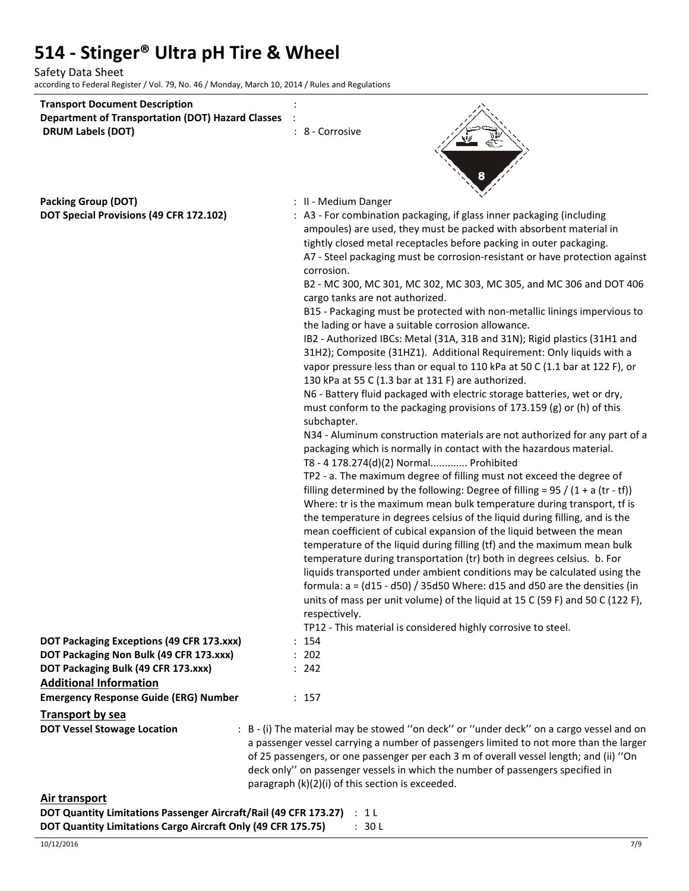**Transport Document Description** :

**Department of Transportation (DOT) Hazard Classes** :

**DRUM Labels (DOT)** : 8 - Corrosive

**Packing Group (DOT)** : II - Medium Danger

**DOT Special Provisions (49 CFR 172.102)** : A3 - For combination packaging, if glass inner packaging (including ampoules) are used, they must be packed with absorbent material in tightly closed metal receptacles before packing in outer packaging.
A7 - Steel packaging must be corrosion-resistant or have protection against corrosion.
B2 - MC 300, MC 301, MC 302, MC 303, MC 305, and MC 306 and DOT 406 cargo tanks are not authorized.
B15 - Packaging must be protected with non-metallic linings impervious to the lading or have a suitable corrosion allowance.
IB2 - Authorized IBCs: Metal (31A, 31B and 31N); Rigid plastics (31H1 and 31H2); Composite (31HZ1). Additional Requirement: Only liquids with a vapor pressure less than or equal to 110 kPa at 50 C (1.1 bar at 122 F), or 130 kPa at 55 C (1.3 bar at 131 F) are authorized.
N6 - Battery fluid packaged with electric storage batteries, wet or dry, must conform to the packaging provisions of 173.159 (g) or (h) of this subchapter.
N34 - Aluminum construction materials are not authorized for any part of a packaging which is normally in contact with the hazardous material.
T8 - 4 178.274(d)(2) Normal............. Prohibited
TP2 - a. The maximum degree of filling must not exceed the degree of filling determined by the following: Degree of filling = 95 / (1 + a (tr - tf)) Where: tr is the maximum mean bulk temperature during transport, tf is the temperature in degrees celsius of the liquid during filling, and is the mean coefficient of cubical expansion of the liquid between the mean temperature of the liquid during filling (tf) and the maximum mean bulk temperature during transportation (tr) both in degrees celsius. b. For liquids transported under ambient conditions may be calculated using the formula: a = (d15 - d50) / 35d50 Where: d15 and d50 are the densities (in units of mass per unit volume) of the liquid at 15 C (59 F) and 50 C (122 F), respectively.
TP12 - This material is considered highly corrosive to steel.

**DOT Packaging Exceptions (49 CFR 173.xxx)** : 154

**DOT Packaging Non Bulk (49 CFR 173.xxx)** : 202

**DOT Packaging Bulk (49 CFR 173.xxx)** : 242

## Additional Information

**Emergency Response Guide (ERG) Number** : 157

## Transport by sea

**DOT Vessel Stowage Location** : B - (i) The material may be stowed ''on deck'' or ''under deck'' on a cargo vessel and on a passenger vessel carrying a number of passengers limited to not more than the larger of 25 passengers, or one passenger per each 3 m of overall vessel length; and (ii) ''On deck only'' on passenger vessels in which the number of passengers specified in paragraph (k)(2)(i) of this section is exceeded.

## Air transport

**DOT Quantity Limitations Passenger Aircraft/Rail (49 CFR 173.27)** : 1 L

**DOT Quantity Limitations Cargo Aircraft Only (49 CFR 175.75)** : 30 L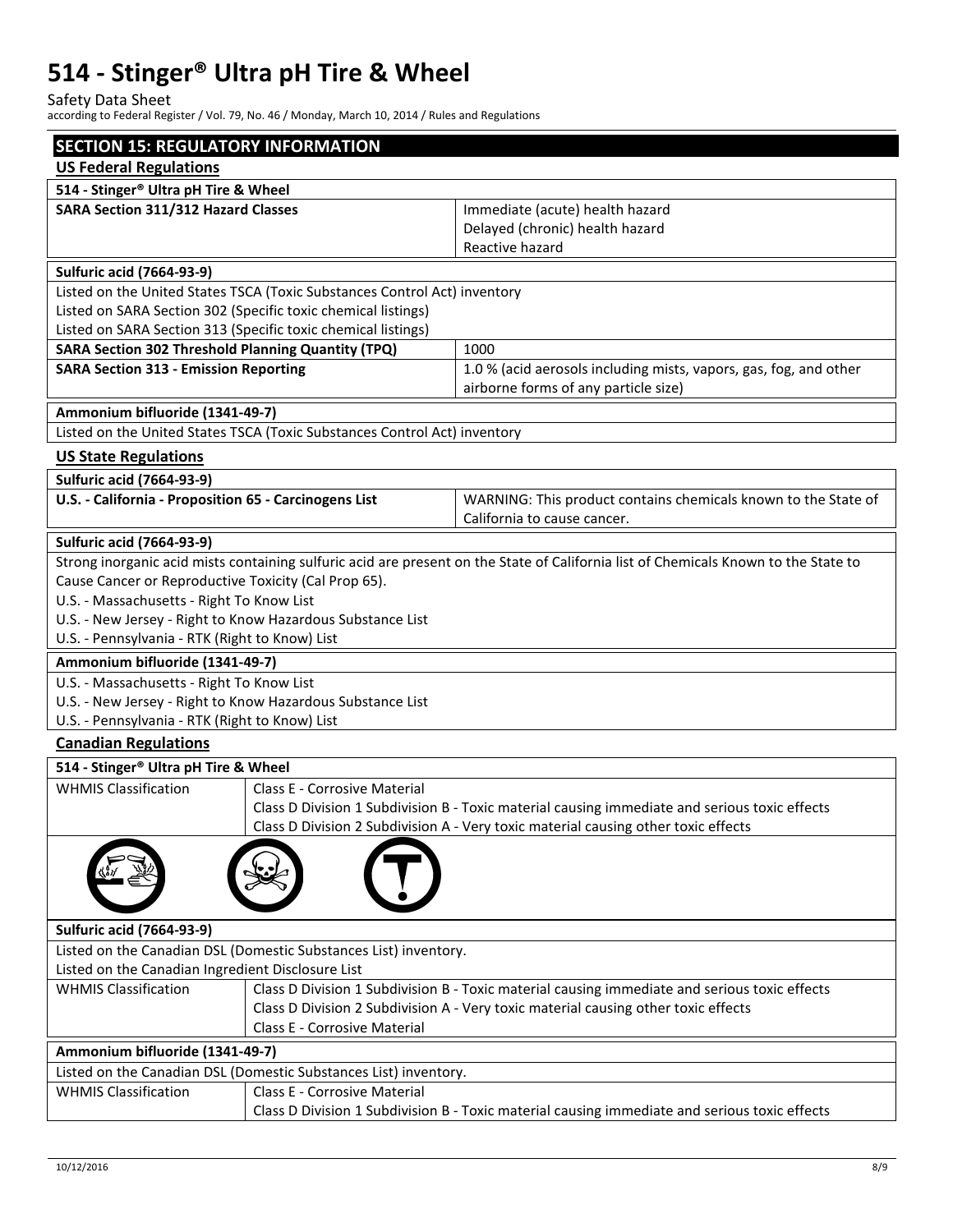## SECTION 15: REGULATORY INFORMATION

### US Federal Regulations

| 514 - Stinger® Ultra pH Tire & Wheel | |
|---|---|
| **SARA Section 311/312 Hazard Classes** | Immediate (acute) health hazard<br>Delayed (chronic) health hazard<br>Reactive hazard |

| Sulfuric acid (7664-93-9) | |
|---|---|
| Listed on the United States TSCA (Toxic Substances Control Act) inventory<br>Listed on SARA Section 302 (Specific toxic chemical listings)<br>Listed on SARA Section 313 (Specific toxic chemical listings) | |
| **SARA Section 302 Threshold Planning Quantity (TPQ)** | 1000 |
| **SARA Section 313 - Emission Reporting** | 1.0 % (acid aerosols including mists, vapors, gas, fog, and other airborne forms of any particle size) |

| Ammonium bifluoride (1341-49-7) |
|---|
| Listed on the United States TSCA (Toxic Substances Control Act) inventory |

### US State Regulations

| Sulfuric acid (7664-93-9) | |
|---|---|
| **U.S. - California - Proposition 65 - Carcinogens List** | WARNING: This product contains chemicals known to the State of California to cause cancer. |

| Sulfuric acid (7664-93-9) |
|---|
| Strong inorganic acid mists containing sulfuric acid are present on the State of California list of Chemicals Known to the State to Cause Cancer or Reproductive Toxicity (Cal Prop 65).<br>U.S. - Massachusetts - Right To Know List<br>U.S. - New Jersey - Right to Know Hazardous Substance List<br>U.S. - Pennsylvania - RTK (Right to Know) List |

| Ammonium bifluoride (1341-49-7) |
|---|
| U.S. - Massachusetts - Right To Know List<br>U.S. - New Jersey - Right to Know Hazardous Substance List<br>U.S. - Pennsylvania - RTK (Right to Know) List |

### Canadian Regulations

| 514 - Stinger® Ultra pH Tire & Wheel | |
|---|---|
| WHMIS Classification | Class E - Corrosive Material<br>Class D Division 1 Subdivision B - Toxic material causing immediate and serious toxic effects<br>Class D Division 2 Subdivision A - Very toxic material causing other toxic effects |

| Sulfuric acid (7664-93-9) | |
|---|---|
| Listed on the Canadian DSL (Domestic Substances List) inventory.<br>Listed on the Canadian Ingredient Disclosure List | |
| WHMIS Classification | Class D Division 1 Subdivision B - Toxic material causing immediate and serious toxic effects<br>Class D Division 2 Subdivision A - Very toxic material causing other toxic effects<br>Class E - Corrosive Material |

| Ammonium bifluoride (1341-49-7) | |
|---|---|
| Listed on the Canadian DSL (Domestic Substances List) inventory. | |
| WHMIS Classification | Class E - Corrosive Material<br>Class D Division 1 Subdivision B - Toxic material causing immediate and serious toxic effects |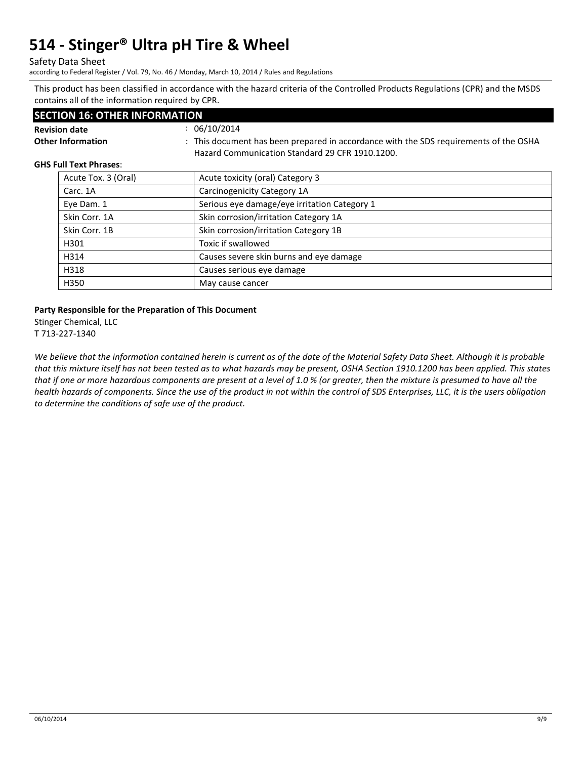This product has been classified in accordance with the hazard criteria of the Controlled Products Regulations (CPR) and the MSDS contains all of the information required by CPR.

## SECTION 16: OTHER INFORMATION

**Revision date** : 06/10/2014

**Other Information** : This document has been prepared in accordance with the SDS requirements of the OSHA Hazard Communication Standard 29 CFR 1910.1200.

**GHS Full Text Phrases**:

| | |
|---|---|
| Acute Tox. 3 (Oral) | Acute toxicity (oral) Category 3 |
| Carc. 1A | Carcinogenicity Category 1A |
| Eye Dam. 1 | Serious eye damage/eye irritation Category 1 |
| Skin Corr. 1A | Skin corrosion/irritation Category 1A |
| Skin Corr. 1B | Skin corrosion/irritation Category 1B |
| H301 | Toxic if swallowed |
| H314 | Causes severe skin burns and eye damage |
| H318 | Causes serious eye damage |
| H350 | May cause cancer |

**Party Responsible for the Preparation of This Document**

Stinger Chemical, LLC
T 713-227-1340

*We believe that the information contained herein is current as of the date of the Material Safety Data Sheet. Although it is probable that this mixture itself has not been tested as to what hazards may be present, OSHA Section 1910.1200 has been applied. This states that if one or more hazardous components are present at a level of 1.0 % (or greater, then the mixture is presumed to have all the health hazards of components. Since the use of the product in not within the control of SDS Enterprises, LLC, it is the users obligation to determine the conditions of safe use of the product.*